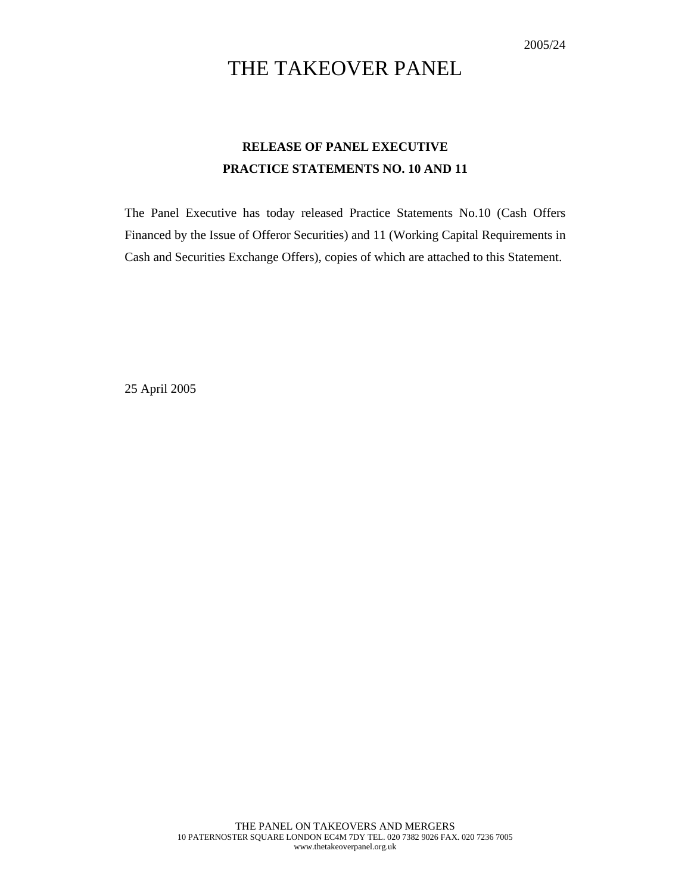2005/24

# THE TAKEOVER PANEL

**RELEASE OF PANEL EXECUTIVE**
**PRACTICE STATEMENTS NO. 10 AND 11**

The Panel Executive has today released Practice Statements No.10 (Cash Offers Financed by the Issue of Offeror Securities) and 11 (Working Capital Requirements in Cash and Securities Exchange Offers), copies of which are attached to this Statement.

25 April 2005

THE PANEL ON TAKEOVERS AND MERGERS
10 PATERNOSTER SQUARE LONDON EC4M 7DY TEL. 020 7382 9026 FAX. 020 7236 7005
www.thetakeoverpanel.org.uk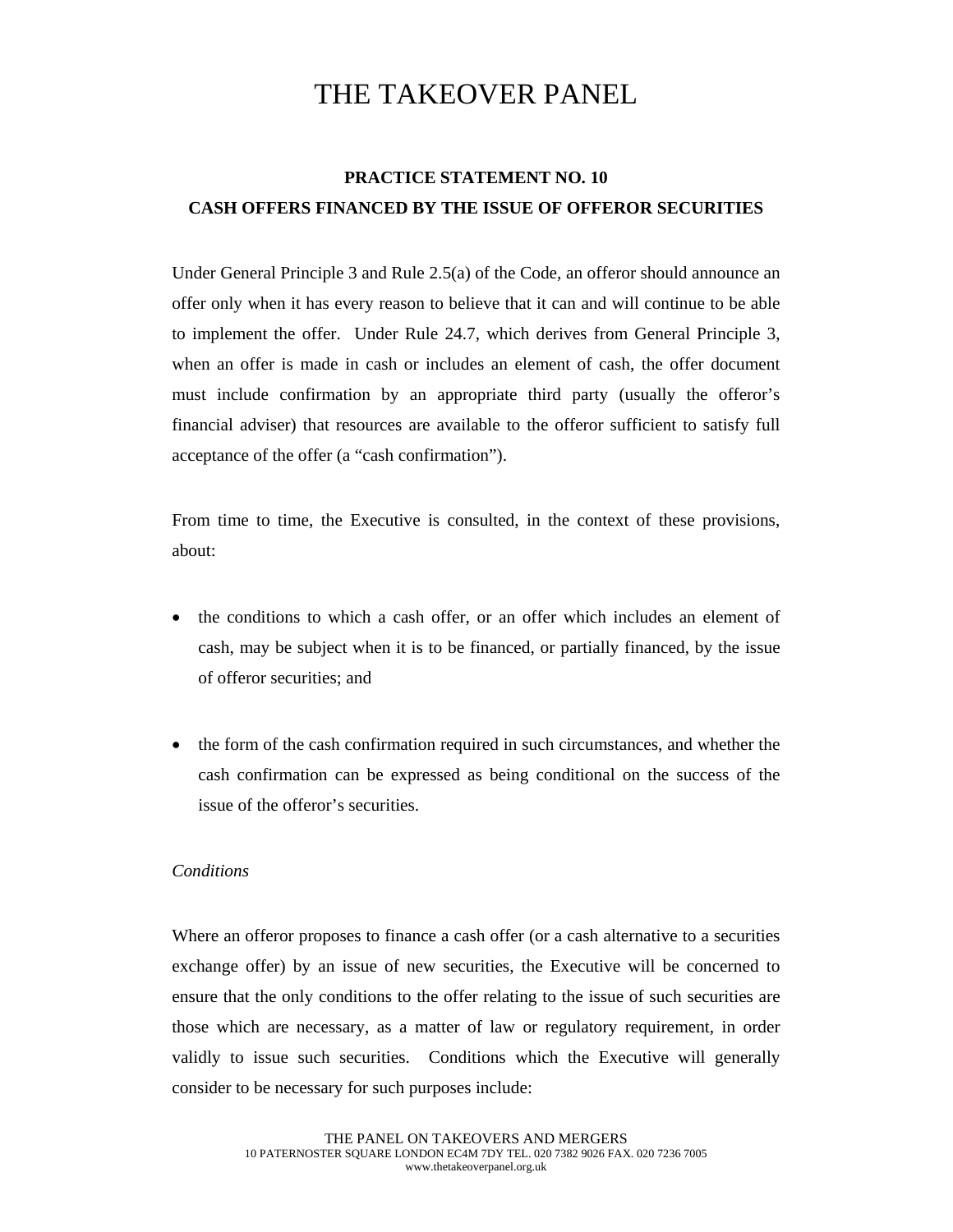# THE TAKEOVER PANEL

**PRACTICE STATEMENT NO. 10**

**CASH OFFERS FINANCED BY THE ISSUE OF OFFEROR SECURITIES**

Under General Principle 3 and Rule 2.5(a) of the Code, an offeror should announce an offer only when it has every reason to believe that it can and will continue to be able to implement the offer. Under Rule 24.7, which derives from General Principle 3, when an offer is made in cash or includes an element of cash, the offer document must include confirmation by an appropriate third party (usually the offeror's financial adviser) that resources are available to the offeror sufficient to satisfy full acceptance of the offer (a "cash confirmation").

From time to time, the Executive is consulted, in the context of these provisions, about:

- the conditions to which a cash offer, or an offer which includes an element of cash, may be subject when it is to be financed, or partially financed, by the issue of offeror securities; and

- the form of the cash confirmation required in such circumstances, and whether the cash confirmation can be expressed as being conditional on the success of the issue of the offeror's securities.

*Conditions*

Where an offeror proposes to finance a cash offer (or a cash alternative to a securities exchange offer) by an issue of new securities, the Executive will be concerned to ensure that the only conditions to the offer relating to the issue of such securities are those which are necessary, as a matter of law or regulatory requirement, in order validly to issue such securities. Conditions which the Executive will generally consider to be necessary for such purposes include: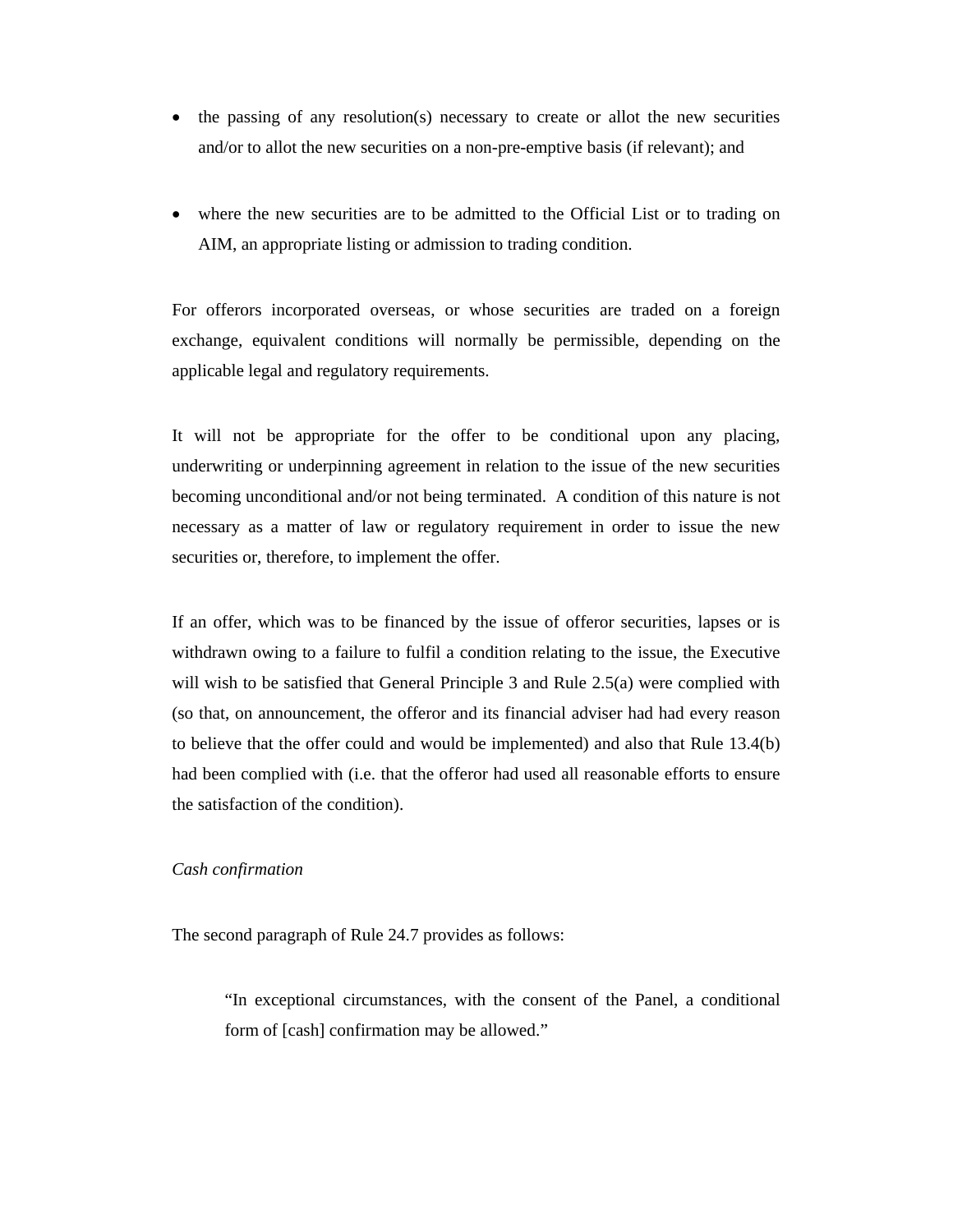- the passing of any resolution(s) necessary to create or allot the new securities and/or to allot the new securities on a non-pre-emptive basis (if relevant); and

- where the new securities are to be admitted to the Official List or to trading on AIM, an appropriate listing or admission to trading condition.

For offerors incorporated overseas, or whose securities are traded on a foreign exchange, equivalent conditions will normally be permissible, depending on the applicable legal and regulatory requirements.

It will not be appropriate for the offer to be conditional upon any placing, underwriting or underpinning agreement in relation to the issue of the new securities becoming unconditional and/or not being terminated. A condition of this nature is not necessary as a matter of law or regulatory requirement in order to issue the new securities or, therefore, to implement the offer.

If an offer, which was to be financed by the issue of offeror securities, lapses or is withdrawn owing to a failure to fulfil a condition relating to the issue, the Executive will wish to be satisfied that General Principle 3 and Rule 2.5(a) were complied with (so that, on announcement, the offeror and its financial adviser had had every reason to believe that the offer could and would be implemented) and also that Rule 13.4(b) had been complied with (i.e. that the offeror had used all reasonable efforts to ensure the satisfaction of the condition).

*Cash confirmation*

The second paragraph of Rule 24.7 provides as follows:

> "In exceptional circumstances, with the consent of the Panel, a conditional form of [cash] confirmation may be allowed."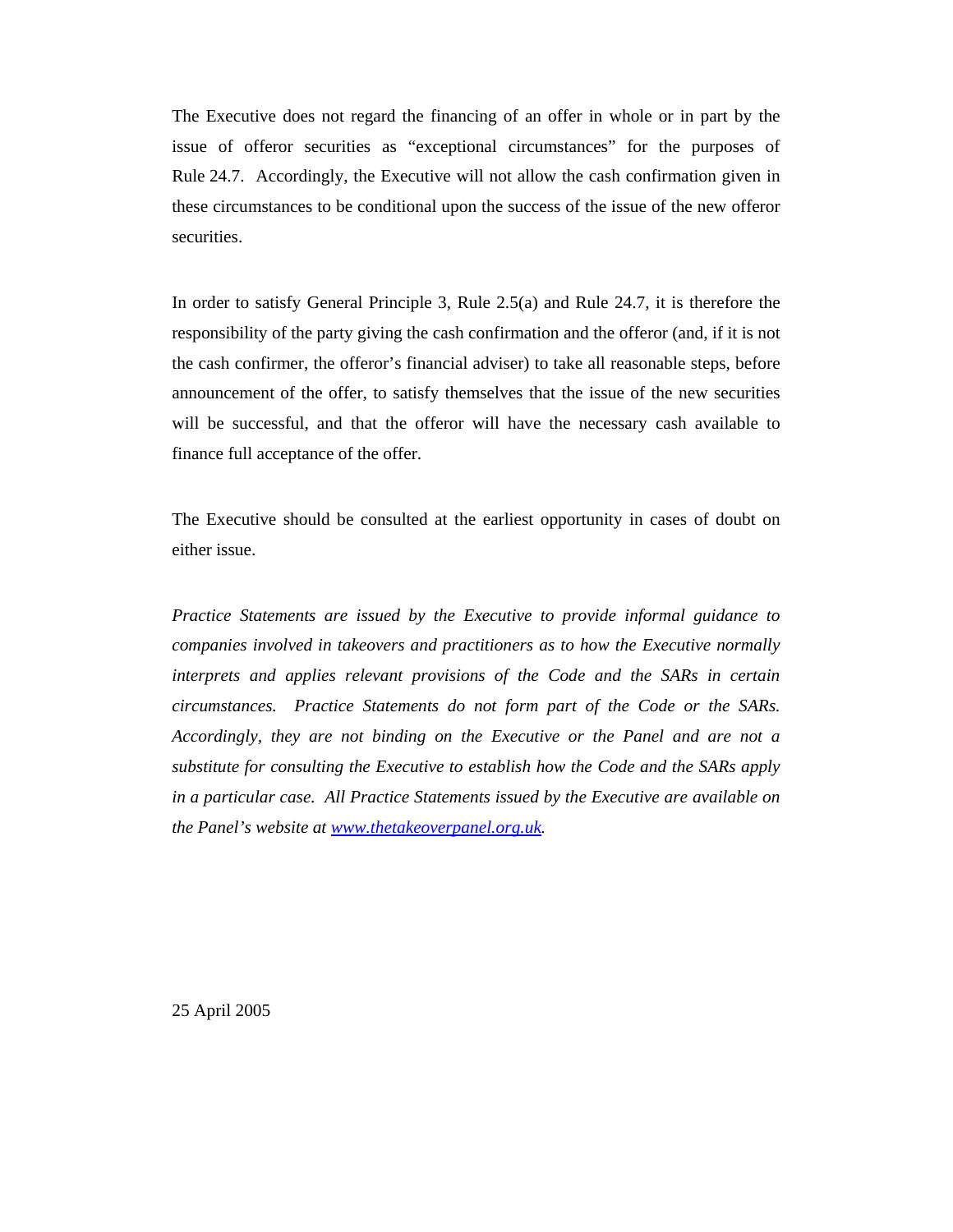The Executive does not regard the financing of an offer in whole or in part by the issue of offeror securities as "exceptional circumstances" for the purposes of Rule 24.7. Accordingly, the Executive will not allow the cash confirmation given in these circumstances to be conditional upon the success of the issue of the new offeror securities.

In order to satisfy General Principle 3, Rule 2.5(a) and Rule 24.7, it is therefore the responsibility of the party giving the cash confirmation and the offeror (and, if it is not the cash confirmer, the offeror's financial adviser) to take all reasonable steps, before announcement of the offer, to satisfy themselves that the issue of the new securities will be successful, and that the offeror will have the necessary cash available to finance full acceptance of the offer.

The Executive should be consulted at the earliest opportunity in cases of doubt on either issue.

*Practice Statements are issued by the Executive to provide informal guidance to companies involved in takeovers and practitioners as to how the Executive normally interprets and applies relevant provisions of the Code and the SARs in certain circumstances. Practice Statements do not form part of the Code or the SARs. Accordingly, they are not binding on the Executive or the Panel and are not a substitute for consulting the Executive to establish how the Code and the SARs apply in a particular case. All Practice Statements issued by the Executive are available on the Panel's website at [www.thetakeoverpanel.org.uk](www.thetakeoverpanel.org.uk).*

25 April 2005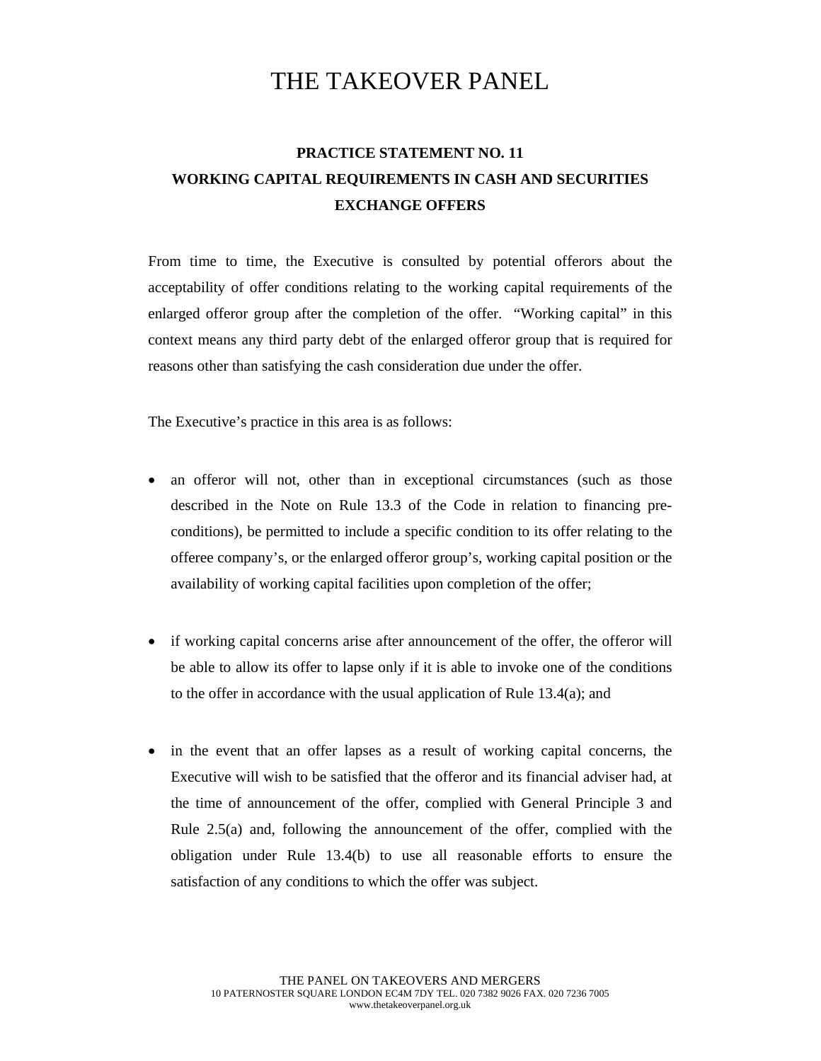# THE TAKEOVER PANEL

## PRACTICE STATEMENT NO. 11
## WORKING CAPITAL REQUIREMENTS IN CASH AND SECURITIES EXCHANGE OFFERS

From time to time, the Executive is consulted by potential offerors about the acceptability of offer conditions relating to the working capital requirements of the enlarged offeror group after the completion of the offer. "Working capital" in this context means any third party debt of the enlarged offeror group that is required for reasons other than satisfying the cash consideration due under the offer.

The Executive's practice in this area is as follows:

- an offeror will not, other than in exceptional circumstances (such as those described in the Note on Rule 13.3 of the Code in relation to financing pre-conditions), be permitted to include a specific condition to its offer relating to the offeree company's, or the enlarged offeror group's, working capital position or the availability of working capital facilities upon completion of the offer;

- if working capital concerns arise after announcement of the offer, the offeror will be able to allow its offer to lapse only if it is able to invoke one of the conditions to the offer in accordance with the usual application of Rule 13.4(a); and

- in the event that an offer lapses as a result of working capital concerns, the Executive will wish to be satisfied that the offeror and its financial adviser had, at the time of announcement of the offer, complied with General Principle 3 and Rule 2.5(a) and, following the announcement of the offer, complied with the obligation under Rule 13.4(b) to use all reasonable efforts to ensure the satisfaction of any conditions to which the offer was subject.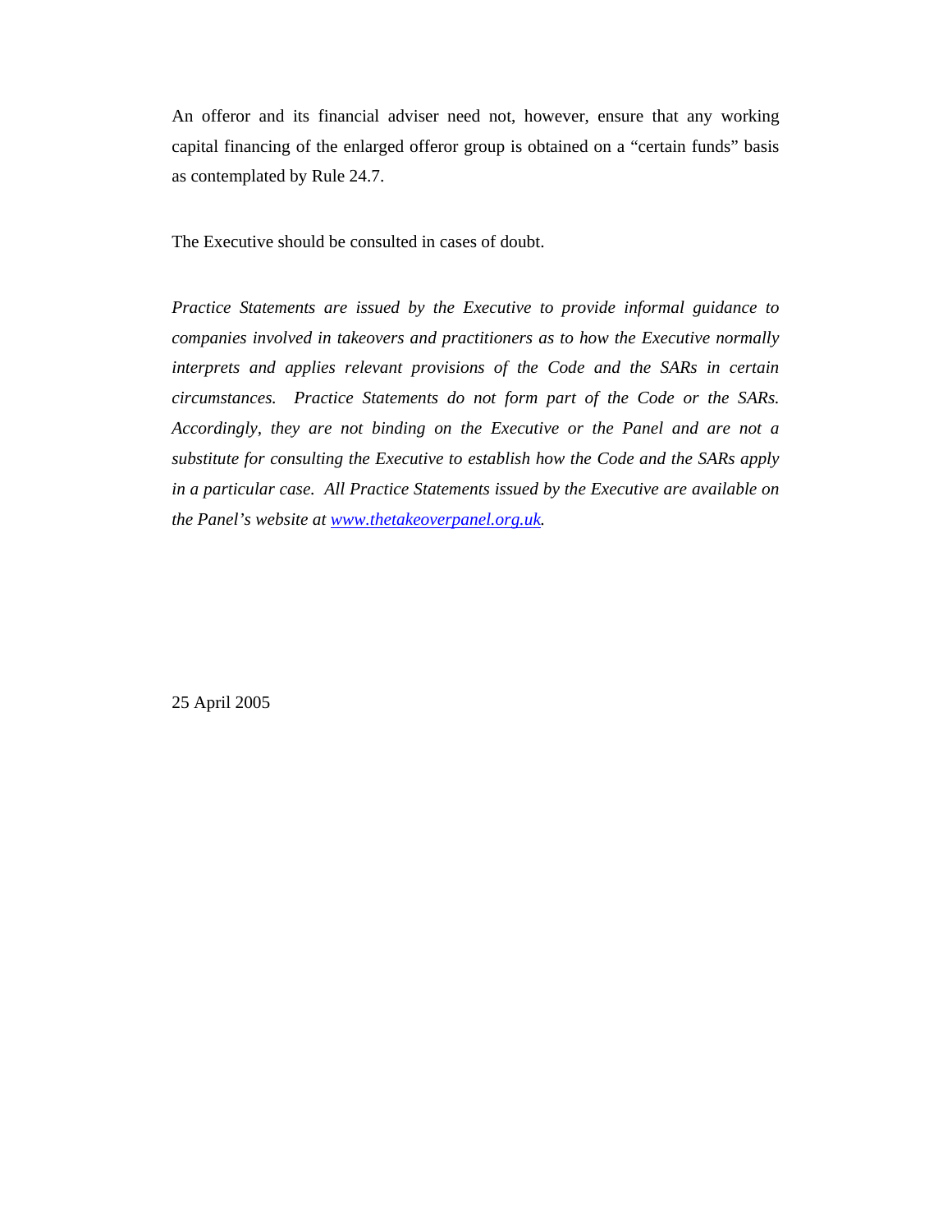An offeror and its financial adviser need not, however, ensure that any working capital financing of the enlarged offeror group is obtained on a "certain funds" basis as contemplated by Rule 24.7.

The Executive should be consulted in cases of doubt.

*Practice Statements are issued by the Executive to provide informal guidance to companies involved in takeovers and practitioners as to how the Executive normally interprets and applies relevant provisions of the Code and the SARs in certain circumstances. Practice Statements do not form part of the Code or the SARs. Accordingly, they are not binding on the Executive or the Panel and are not a substitute for consulting the Executive to establish how the Code and the SARs apply in a particular case. All Practice Statements issued by the Executive are available on the Panel's website at [www.thetakeoverpanel.org.uk](http://www.thetakeoverpanel.org.uk).*

25 April 2005